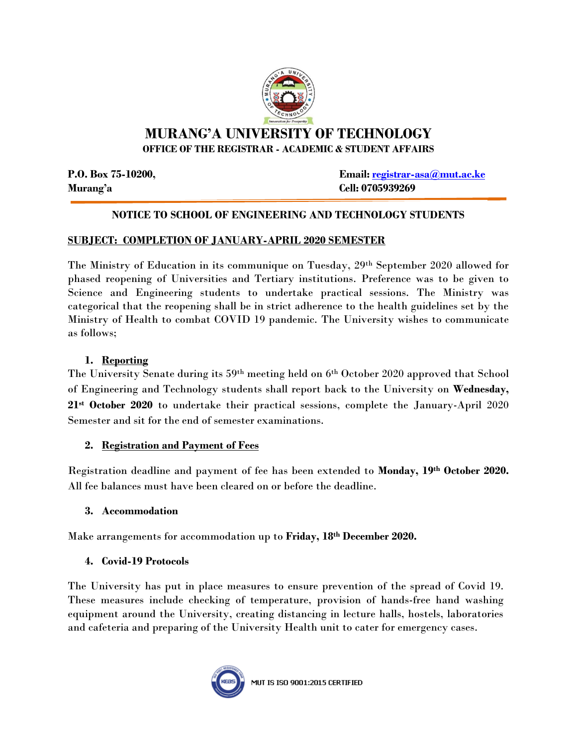# MURANG'A UNIVERSITY OF TECHNOLOGY

**OFFICE OF THE REGISTRAR - ACADEMIC & STUDENT AFFAIRS**

**P.O. Box 75-10200,**
**Murang'a**

**Email:** registrar-asa@mut.ac.ke
**Cell: 0705939269**

**NOTICE TO SCHOOL OF ENGINEERING AND TECHNOLOGY STUDENTS**

**SUBJECT: COMPLETION OF JANUARY-APRIL 2020 SEMESTER**

The Ministry of Education in its communique on Tuesday, 29th September 2020 allowed for phased reopening of Universities and Tertiary institutions. Preference was to be given to Science and Engineering students to undertake practical sessions. The Ministry was categorical that the reopening shall be in strict adherence to the health guidelines set by the Ministry of Health to combat COVID 19 pandemic. The University wishes to communicate as follows;

1. **Reporting**

The University Senate during its 59th meeting held on 6th October 2020 approved that School of Engineering and Technology students shall report back to the University on **Wednesday, 21st October 2020** to undertake their practical sessions, complete the January-April 2020 Semester and sit for the end of semester examinations.

2. **Registration and Payment of Fees**

Registration deadline and payment of fee has been extended to **Monday, 19th October 2020.** All fee balances must have been cleared on or before the deadline.

3. **Accommodation**

Make arrangements for accommodation up to **Friday, 18th December 2020.**

4. **Covid-19 Protocols**

The University has put in place measures to ensure prevention of the spread of Covid 19. These measures include checking of temperature, provision of hands-free hand washing equipment around the University, creating distancing in lecture halls, hostels, laboratories and cafeteria and preparing of the University Health unit to cater for emergency cases.

MUT IS ISO 9001:2015 CERTIFIED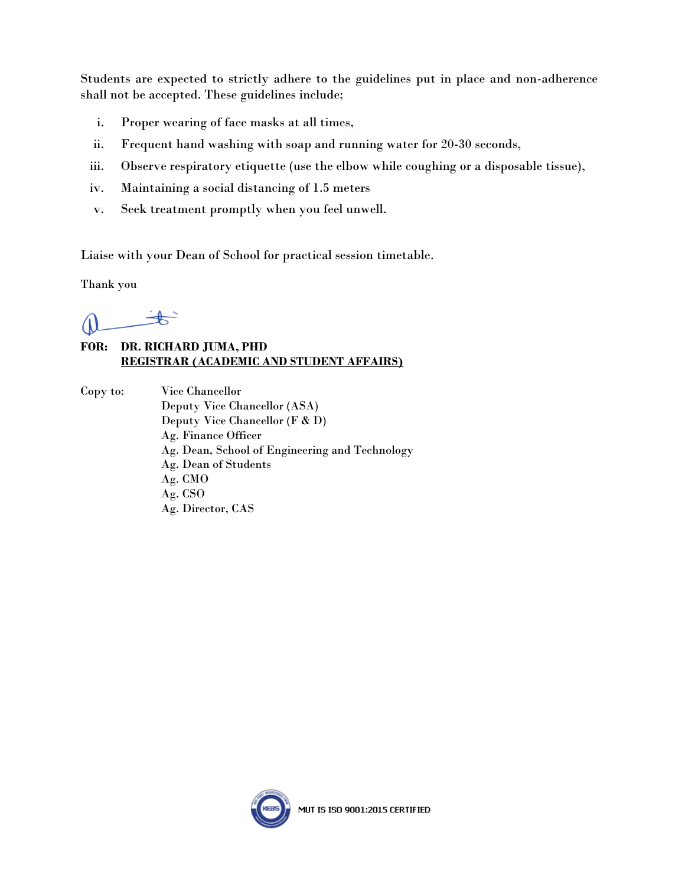Students are expected to strictly adhere to the guidelines put in place and non-adherence shall not be accepted. These guidelines include;

i. Proper wearing of face masks at all times,
ii. Frequent hand washing with soap and running water for 20-30 seconds,
iii. Observe respiratory etiquette (use the elbow while coughing or a disposable tissue),
iv. Maintaining a social distancing of 1.5 meters
v. Seek treatment promptly when you feel unwell.

Liaise with your Dean of School for practical session timetable.

Thank you

**FOR: DR. RICHARD JUMA, PHD**
**REGISTRAR (ACADEMIC AND STUDENT AFFAIRS)**

Copy to:
Vice Chancellor
Deputy Vice Chancellor (ASA)
Deputy Vice Chancellor (F & D)
Ag. Finance Officer
Ag. Dean, School of Engineering and Technology
Ag. Dean of Students
Ag. CMO
Ag. CSO
Ag. Director, CAS

MUT IS ISO 9001:2015 CERTIFIED